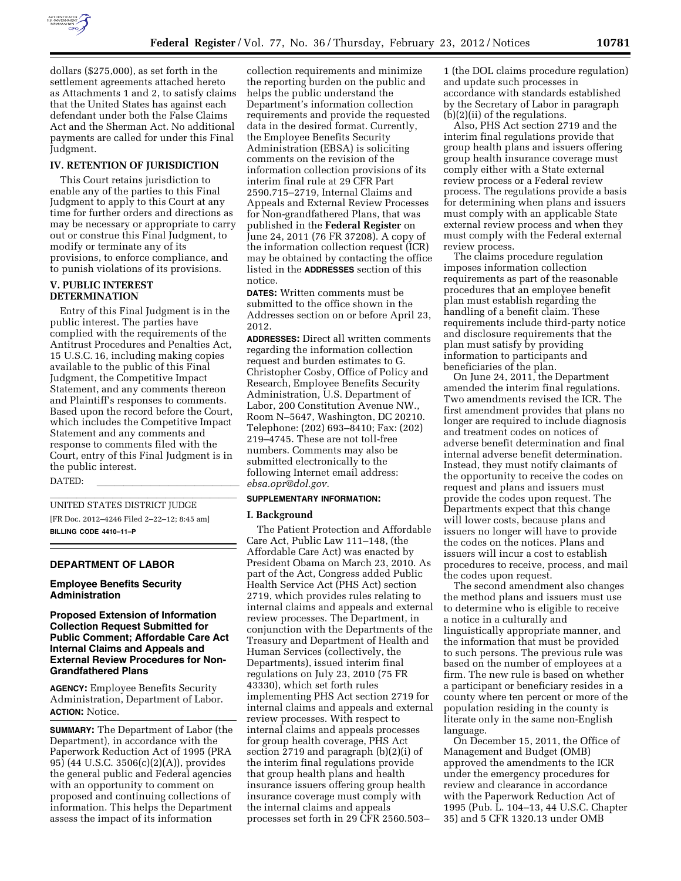dollars ($275,000), as set forth in the settlement agreements attached hereto as Attachments 1 and 2, to satisfy claims that the United States has against each defendant under both the False Claims Act and the Sherman Act. No additional payments are called for under this Final Judgment.

## IV. RETENTION OF JURISDICTION

This Court retains jurisdiction to enable any of the parties to this Final Judgment to apply to this Court at any time for further orders and directions as may be necessary or appropriate to carry out or construe this Final Judgment, to modify or terminate any of its provisions, to enforce compliance, and to punish violations of its provisions.

## V. PUBLIC INTEREST DETERMINATION

Entry of this Final Judgment is in the public interest. The parties have complied with the requirements of the Antitrust Procedures and Penalties Act, 15 U.S.C. 16, including making copies available to the public of this Final Judgment, the Competitive Impact Statement, and any comments thereon and Plaintiff's responses to comments. Based upon the record before the Court, which includes the Competitive Impact Statement and any comments and response to comments filed with the Court, entry of this Final Judgment is in the public interest.

DATED: \_\_\_\_\_\_\_\_\_\_\_\_\_\_\_\_\_\_\_\_\_\_

\_\_\_\_\_\_\_\_\_\_\_\_\_\_\_\_\_\_\_\_\_\_\_\_\_\_\_\_\_\_

UNITED STATES DISTRICT JUDGE

[FR Doc. 2012–4246 Filed 2–22–12; 8:45 am]

**BILLING CODE 4410–11–P**

# DEPARTMENT OF LABOR

## Employee Benefits Security Administration

## Proposed Extension of Information Collection Request Submitted for Public Comment; Affordable Care Act Internal Claims and Appeals and External Review Procedures for Non-Grandfathered Plans

**AGENCY:** Employee Benefits Security Administration, Department of Labor.

**ACTION:** Notice.

**SUMMARY:** The Department of Labor (the Department), in accordance with the Paperwork Reduction Act of 1995 (PRA 95) (44 U.S.C. 3506(c)(2)(A)), provides the general public and Federal agencies with an opportunity to comment on proposed and continuing collections of information. This helps the Department assess the impact of its information collection requirements and minimize the reporting burden on the public and helps the public understand the Department's information collection requirements and provide the requested data in the desired format. Currently, the Employee Benefits Security Administration (EBSA) is soliciting comments on the revision of the information collection provisions of its interim final rule at 29 CFR Part 2590.715–2719, Internal Claims and Appeals and External Review Processes for Non-grandfathered Plans, that was published in the **Federal Register** on June 24, 2011 (76 FR 37208). A copy of the information collection request (ICR) may be obtained by contacting the office listed in the **ADDRESSES** section of this notice.

**DATES:** Written comments must be submitted to the office shown in the Addresses section on or before April 23, 2012.

**ADDRESSES:** Direct all written comments regarding the information collection request and burden estimates to G. Christopher Cosby, Office of Policy and Research, Employee Benefits Security Administration, U.S. Department of Labor, 200 Constitution Avenue NW., Room N–5647, Washington, DC 20210. Telephone: (202) 693–8410; Fax: (202) 219–4745. These are not toll-free numbers. Comments may also be submitted electronically to the following Internet email address: *ebsa.opr@dol.gov.*

**SUPPLEMENTARY INFORMATION:**

### I. Background

The Patient Protection and Affordable Care Act, Public Law 111–148, (the Affordable Care Act) was enacted by President Obama on March 23, 2010. As part of the Act, Congress added Public Health Service Act (PHS Act) section 2719, which provides rules relating to internal claims and appeals and external review processes. The Department, in conjunction with the Departments of the Treasury and Department of Health and Human Services (collectively, the Departments), issued interim final regulations on July 23, 2010 (75 FR 43330), which set forth rules implementing PHS Act section 2719 for internal claims and appeals and external review processes. With respect to internal claims and appeals processes for group health coverage, PHS Act section 2719 and paragraph (b)(2)(i) of the interim final regulations provide that group health plans and health insurance issuers offering group health insurance coverage must comply with the internal claims and appeals processes set forth in 29 CFR 2560.503–1 (the DOL claims procedure regulation) and update such processes in accordance with standards established by the Secretary of Labor in paragraph (b)(2)(ii) of the regulations.

Also, PHS Act section 2719 and the interim final regulations provide that group health plans and issuers offering group health insurance coverage must comply either with a State external review process or a Federal review process. The regulations provide a basis for determining when plans and issuers must comply with an applicable State external review process and when they must comply with the Federal external review process.

The claims procedure regulation imposes information collection requirements as part of the reasonable procedures that an employee benefit plan must establish regarding the handling of a benefit claim. These requirements include third-party notice and disclosure requirements that the plan must satisfy by providing information to participants and beneficiaries of the plan.

On June 24, 2011, the Department amended the interim final regulations. Two amendments revised the ICR. The first amendment provides that plans no longer are required to include diagnosis and treatment codes on notices of adverse benefit determination and final internal adverse benefit determination. Instead, they must notify claimants of the opportunity to receive the codes on request and plans and issuers must provide the codes upon request. The Departments expect that this change will lower costs, because plans and issuers no longer will have to provide the codes on the notices. Plans and issuers will incur a cost to establish procedures to receive, process, and mail the codes upon request.

The second amendment also changes the method plans and issuers must use to determine who is eligible to receive a notice in a culturally and linguistically appropriate manner, and the information that must be provided to such persons. The previous rule was based on the number of employees at a firm. The new rule is based on whether a participant or beneficiary resides in a county where ten percent or more of the population residing in the county is literate only in the same non-English language.

On December 15, 2011, the Office of Management and Budget (OMB) approved the amendments to the ICR under the emergency procedures for review and clearance in accordance with the Paperwork Reduction Act of 1995 (Pub. L. 104–13, 44 U.S.C. Chapter 35) and 5 CFR 1320.13 under OMB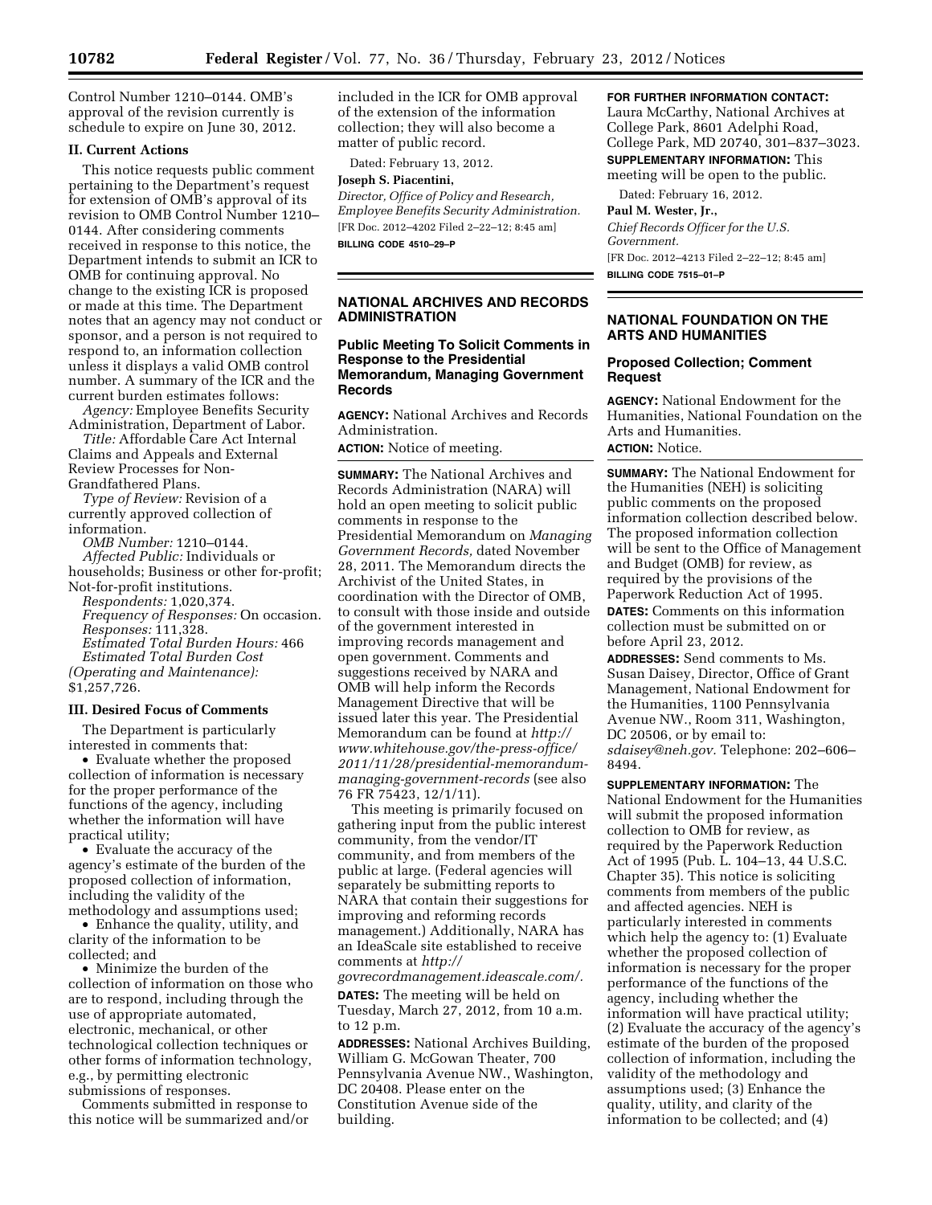Control Number 1210–0144. OMB's approval of the revision currently is schedule to expire on June 30, 2012.

## II. Current Actions

This notice requests public comment pertaining to the Department's request for extension of OMB's approval of its revision to OMB Control Number 1210–0144. After considering comments received in response to this notice, the Department intends to submit an ICR to OMB for continuing approval. No change to the existing ICR is proposed or made at this time. The Department notes that an agency may not conduct or sponsor, and a person is not required to respond to, an information collection unless it displays a valid OMB control number. A summary of the ICR and the current burden estimates follows:

*Agency:* Employee Benefits Security Administration, Department of Labor.

*Title:* Affordable Care Act Internal Claims and Appeals and External Review Processes for Non-Grandfathered Plans.

*Type of Review:* Revision of a currently approved collection of information.

*OMB Number:* 1210–0144.

*Affected Public:* Individuals or households; Business or other for-profit; Not-for-profit institutions.

*Respondents:* 1,020,374.

*Frequency of Responses:* On occasion.

*Responses:* 111,328.

*Estimated Total Burden Hours:* 466

*Estimated Total Burden Cost (Operating and Maintenance):* $1,257,726.

## III. Desired Focus of Comments

The Department is particularly interested in comments that:

- Evaluate whether the proposed collection of information is necessary for the proper performance of the functions of the agency, including whether the information will have practical utility;
- Evaluate the accuracy of the agency's estimate of the burden of the proposed collection of information, including the validity of the methodology and assumptions used;
- Enhance the quality, utility, and clarity of the information to be collected; and
- Minimize the burden of the collection of information on those who are to respond, including through the use of appropriate automated, electronic, mechanical, or other technological collection techniques or other forms of information technology, e.g., by permitting electronic submissions of responses.

Comments submitted in response to this notice will be summarized and/or included in the ICR for OMB approval of the extension of the information collection; they will also become a matter of public record.

Dated: February 13, 2012.

**Joseph S. Piacentini,**

*Director, Office of Policy and Research, Employee Benefits Security Administration.*

[FR Doc. 2012–4202 Filed 2–22–12; 8:45 am]

**BILLING CODE 4510–29–P**

---

# NATIONAL ARCHIVES AND RECORDS ADMINISTRATION

## Public Meeting To Solicit Comments in Response to the Presidential Memorandum, Managing Government Records

**AGENCY:** National Archives and Records Administration.

**ACTION:** Notice of meeting.

**SUMMARY:** The National Archives and Records Administration (NARA) will hold an open meeting to solicit public comments in response to the Presidential Memorandum on *Managing Government Records,* dated November 28, 2011. The Memorandum directs the Archivist of the United States, in coordination with the Director of OMB, to consult with those inside and outside of the government interested in improving records management and open government. Comments and suggestions received by NARA and OMB will help inform the Records Management Directive that will be issued later this year. The Presidential Memorandum can be found at *http://www.whitehouse.gov/the-press-office/2011/11/28/presidential-memorandum-managing-government-records* (see also 76 FR 75423, 12/1/11).

This meeting is primarily focused on gathering input from the public interest community, from the vendor/IT community, and from members of the public at large. (Federal agencies will separately be submitting reports to NARA that contain their suggestions for improving and reforming records management.) Additionally, NARA has an IdeaScale site established to receive comments at *http://govrecordmanagement.ideascale.com/.*

**DATES:** The meeting will be held on Tuesday, March 27, 2012, from 10 a.m. to 12 p.m.

**ADDRESSES:** National Archives Building, William G. McGowan Theater, 700 Pennsylvania Avenue NW., Washington, DC 20408. Please enter on the Constitution Avenue side of the building.

**FOR FURTHER INFORMATION CONTACT:** Laura McCarthy, National Archives at College Park, 8601 Adelphi Road, College Park, MD 20740, 301–837–3023.

**SUPPLEMENTARY INFORMATION:** This meeting will be open to the public.

Dated: February 16, 2012.

**Paul M. Wester, Jr.,**

*Chief Records Officer for the U.S. Government.*

[FR Doc. 2012–4213 Filed 2–22–12; 8:45 am]

**BILLING CODE 7515–01–P**

---

# NATIONAL FOUNDATION ON THE ARTS AND HUMANITIES

## Proposed Collection; Comment Request

**AGENCY:** National Endowment for the Humanities, National Foundation on the Arts and Humanities.

**ACTION:** Notice.

**SUMMARY:** The National Endowment for the Humanities (NEH) is soliciting public comments on the proposed information collection described below. The proposed information collection will be sent to the Office of Management and Budget (OMB) for review, as required by the provisions of the Paperwork Reduction Act of 1995.

**DATES:** Comments on this information collection must be submitted on or before April 23, 2012.

**ADDRESSES:** Send comments to Ms. Susan Daisey, Director, Office of Grant Management, National Endowment for the Humanities, 1100 Pennsylvania Avenue NW., Room 311, Washington, DC 20506, or by email to: *sdaisey@neh.gov.* Telephone: 202–606–8494.

**SUPPLEMENTARY INFORMATION:** The National Endowment for the Humanities will submit the proposed information collection to OMB for review, as required by the Paperwork Reduction Act of 1995 (Pub. L. 104–13, 44 U.S.C. Chapter 35). This notice is soliciting comments from members of the public and affected agencies. NEH is particularly interested in comments which help the agency to: (1) Evaluate whether the proposed collection of information is necessary for the proper performance of the functions of the agency, including whether the information will have practical utility; (2) Evaluate the accuracy of the agency's estimate of the burden of the proposed collection of information, including the validity of the methodology and assumptions used; (3) Enhance the quality, utility, and clarity of the information to be collected; and (4)